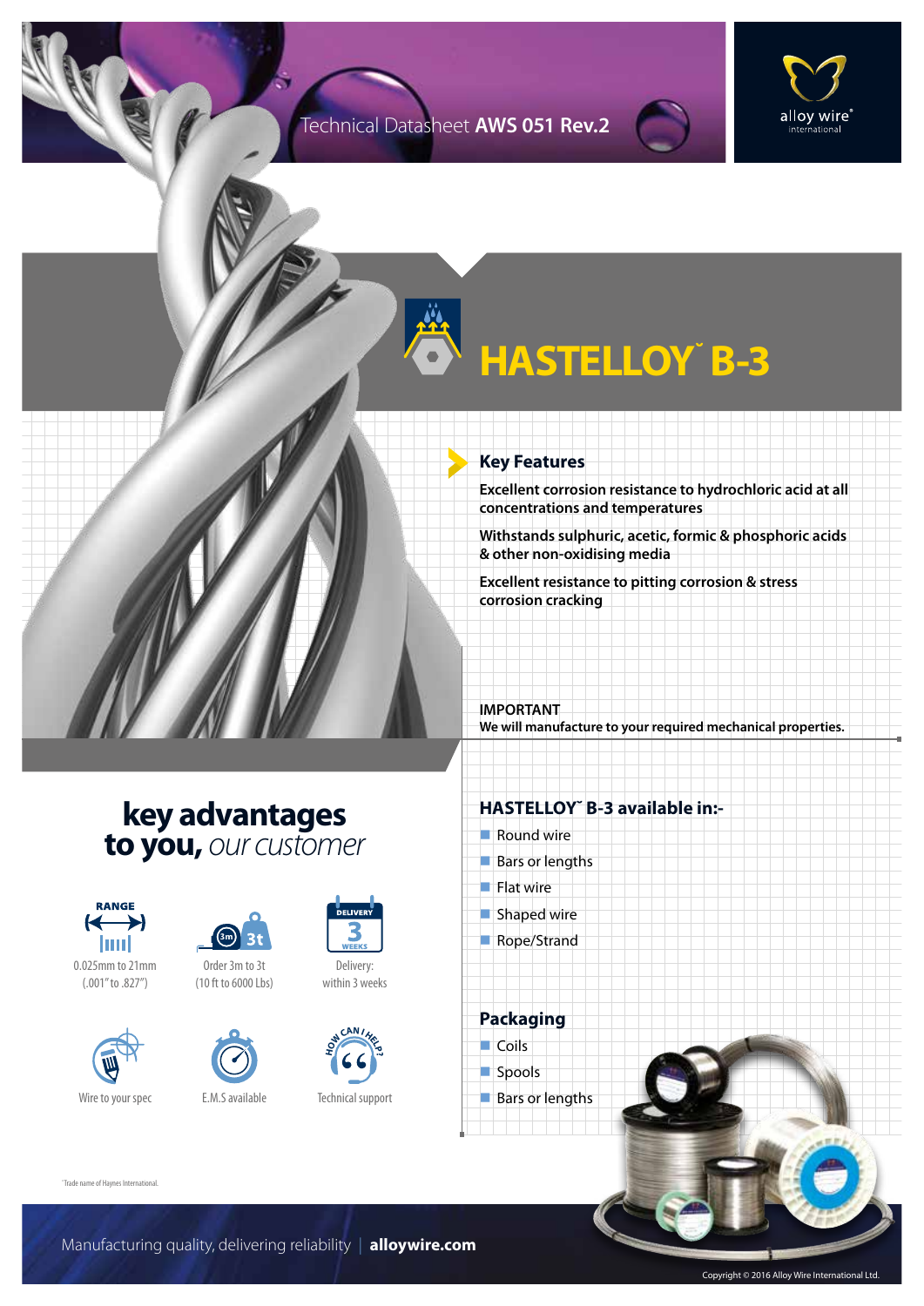Technical Datasheet **AWS 051 Rev.2**

# HASTELLOY˘ B-3

## Key Features

**Excellent corrosion resistance to hydrochloric acid at all concentrations and temperatures**

**Withstands sulphuric, acetic, formic & phosphoric acids & other non-oxidising media**

**Excellent resistance to pitting corrosion & stress corrosion cracking**

**IMPORTANT**
**We will manufacture to your required mechanical properties.**

## key advantages to you, *our customer*

- RANGE: 0.025mm to 21mm (.001" to .827")
- Order 3m to 3t (10 ft to 6000 Lbs)
- Delivery: within 3 weeks
- Wire to your spec
- E.M.S available
- Technical support

## HASTELLOY˘ B-3 available in:-

- Round wire
- Bars or lengths
- Flat wire
- Shaped wire
- Rope/Strand

## Packaging

- Coils
- Spools
- Bars or lengths

˘Trade name of Haynes International.

Manufacturing quality, delivering reliability | **alloywire.com**

Copyright © 2016 Alloy Wire International Ltd.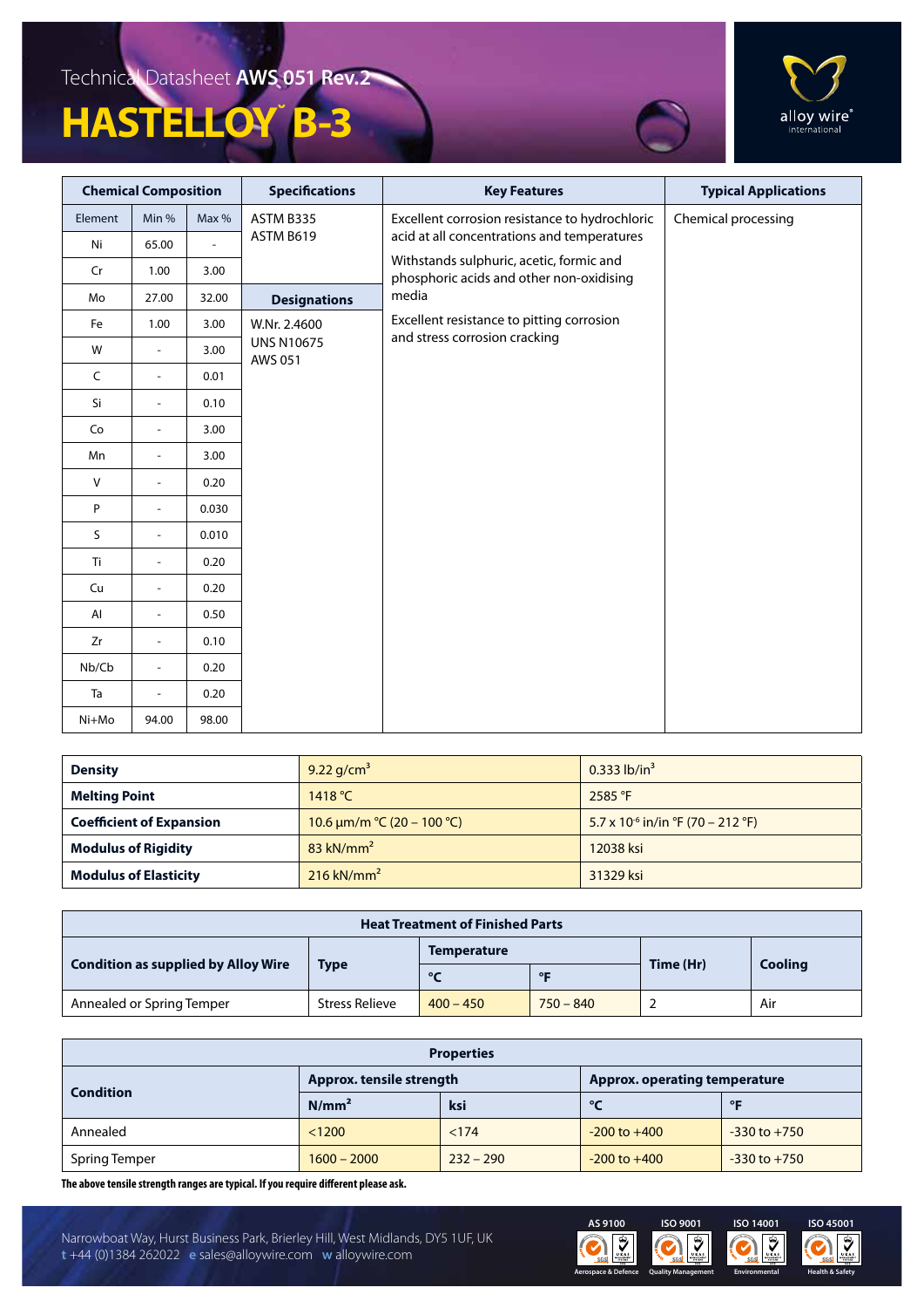Technical Datasheet **AWS 051 Rev.2**

# HASTELLOY B-3

| Element | Min % | Max % |
|---|---|---|
| Ni | 65.00 | - |
| Cr | 1.00 | 3.00 |
| Mo | 27.00 | 32.00 |
| Fe | 1.00 | 3.00 |
| W | - | 3.00 |
| C | - | 0.01 |
| Si | - | 0.10 |
| Co | - | 3.00 |
| Mn | - | 3.00 |
| V | - | 0.20 |
| P | - | 0.030 |
| S | - | 0.010 |
| Ti | - | 0.20 |
| Cu | - | 0.20 |
| Al | - | 0.50 |
| Zr | - | 0.10 |
| Nb/Cb | - | 0.20 |
| Ta | - | 0.20 |
| Ni+Mo | 94.00 | 98.00 |

**Chemical Composition** (table above)

**Specifications**

ASTM B335
ASTM B619

**Designations**

W.Nr. 2.4600
UNS N10675
AWS 051

**Key Features**

Excellent corrosion resistance to hydrochloric acid at all concentrations and temperatures

Withstands sulphuric, acetic, formic and phosphoric acids and other non-oxidising media

Excellent resistance to pitting corrosion and stress corrosion cracking

**Typical Applications**

Chemical processing

| | | |
|---|---|---|
| **Density** | 9.22 g/cm$^3$ | 0.333 lb/in$^3$ |
| **Melting Point** | 1418 °C | 2585 °F |
| **Coefficient of Expansion** | 10.6 µm/m °C (20 – 100 °C) | 5.7 x 10$^{-6}$ in/in °F (70 – 212 °F) |
| **Modulus of Rigidity** | 83 kN/mm$^2$ | 12038 ksi |
| **Modulus of Elasticity** | 216 kN/mm$^2$ | 31329 ksi |

**Heat Treatment of Finished Parts**

| Condition as supplied by Alloy Wire | Type | Temperature | | Time (Hr) | Cooling |
|---|---|---|---|---|---|
| | | °C | °F | | |
| Annealed or Spring Temper | Stress Relieve | 400 – 450 | 750 – 840 | 2 | Air |

**Properties**

| Condition | Approx. tensile strength | | Approx. operating temperature | |
|---|---|---|---|---|
| | N/mm$^2$ | ksi | °C | °F |
| Annealed | <1200 | <174 | -200 to +400 | -330 to +750 |
| Spring Temper | 1600 – 2000 | 232 – 290 | -200 to +400 | -330 to +750 |

**The above tensile strength ranges are typical. If you require different please ask.**

Narrowboat Way, Hurst Business Park, Brierley Hill, West Midlands, DY5 1UF, UK
t +44 (0)1384 262022 e sales@alloywire.com w alloywire.com

AS 9100 Aerospace & Defence | ISO 9001 Quality Management | ISO 14001 Environmental | ISO 45001 Health & Safety